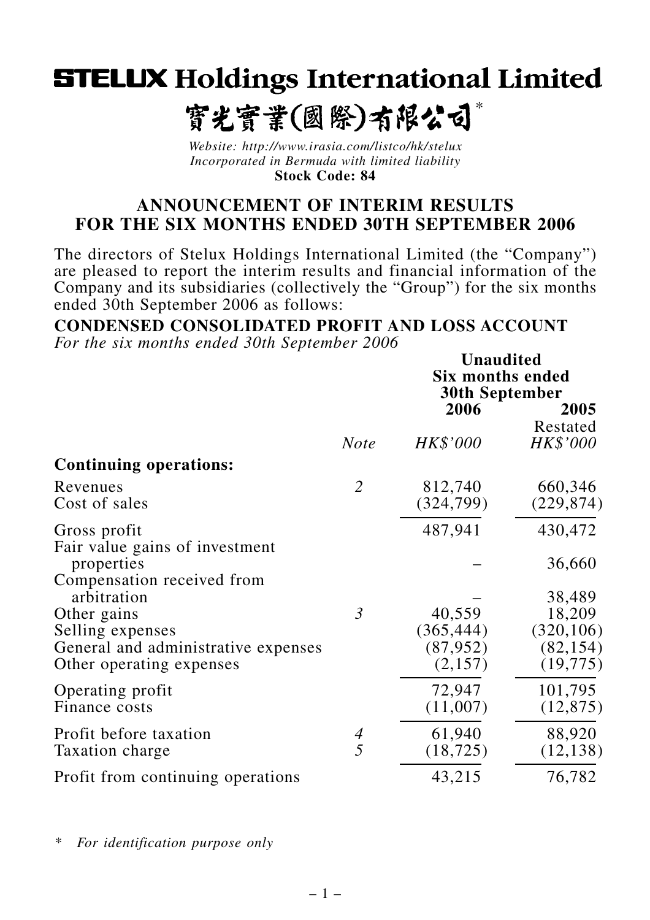# STELUX Holdings International Limited

# 寶光實業(國際)有限公司*

*Website: http://www.irasia.com/listco/hk/stelux*
*Incorporated in Bermuda with limited liability*
**Stock Code: 84**

## ANNOUNCEMENT OF INTERIM RESULTS FOR THE SIX MONTHS ENDED 30TH SEPTEMBER 2006

The directors of Stelux Holdings International Limited (the "Company") are pleased to report the interim results and financial information of the Company and its subsidiaries (collectively the "Group") for the six months ended 30th September 2006 as follows:

**CONDENSED CONSOLIDATED PROFIT AND LOSS ACCOUNT**
*For the six months ended 30th September 2006*

| | | Unaudited Six months ended 30th September | |
|---|---|---|---|
| | | 2006 | 2005 Restated |
| | *Note* | *HK$'000* | *HK$'000* |
| **Continuing operations:** | | | |
| Revenues | *2* | 812,740 | 660,346 |
| Cost of sales | | (324,799) | (229,874) |
| Gross profit | | 487,941 | 430,472 |
| Fair value gains of investment properties | | – | 36,660 |
| Compensation received from arbitration | | – | 38,489 |
| Other gains | *3* | 40,559 | 18,209 |
| Selling expenses | | (365,444) | (320,106) |
| General and administrative expenses | | (87,952) | (82,154) |
| Other operating expenses | | (2,157) | (19,775) |
| Operating profit | | 72,947 | 101,795 |
| Finance costs | | (11,007) | (12,875) |
| Profit before taxation | *4* | 61,940 | 88,920 |
| Taxation charge | *5* | (18,725) | (12,138) |
| Profit from continuing operations | | 43,215 | 76,782 |

\* *For identification purpose only*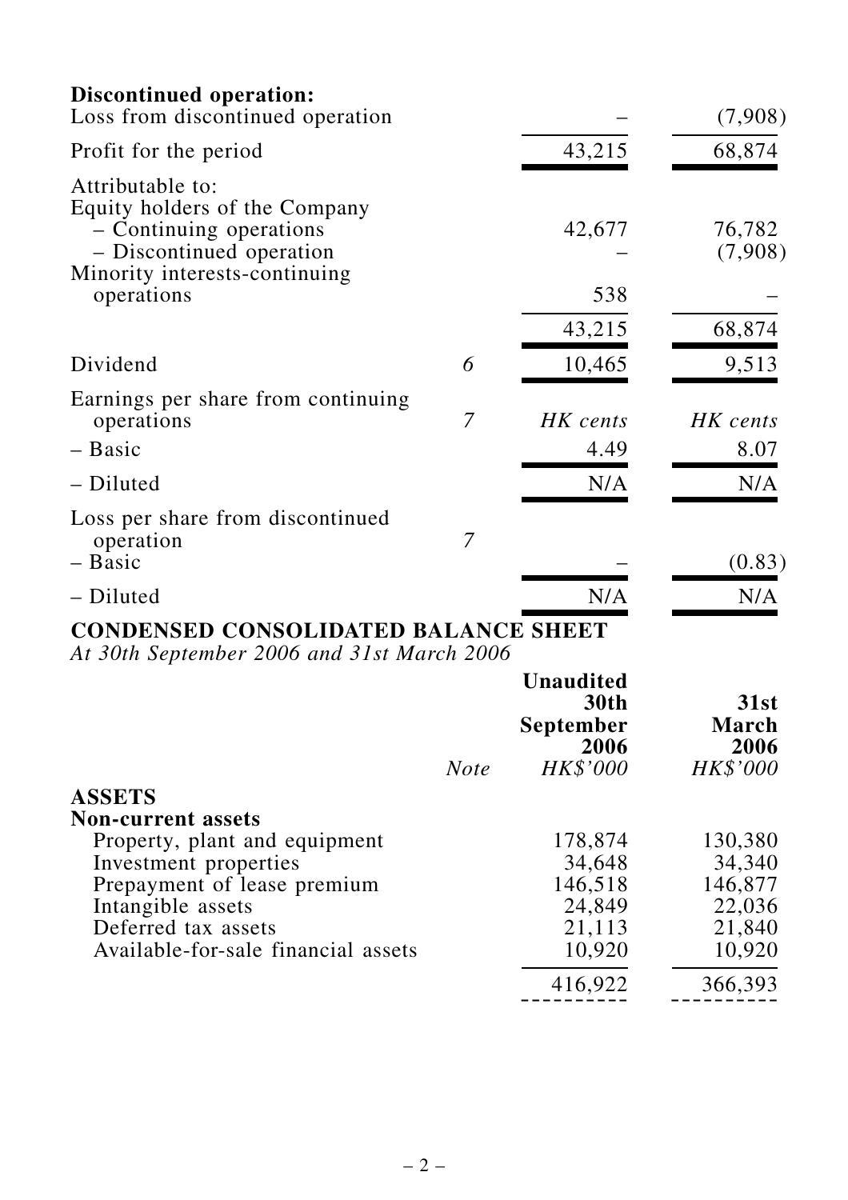| | Note | | |
|---|---|---|---|
| **Discontinued operation:** | | | |
| Loss from discontinued operation | | – | (7,908) |
| Profit for the period | | 43,215 | 68,874 |
| Attributable to: | | | |
| Equity holders of the Company | | | |
| – Continuing operations | | 42,677 | 76,782 |
| – Discontinued operation | | – | (7,908) |
| Minority interests-continuing operations | | 538 | – |
| | | 43,215 | 68,874 |
| Dividend | 6 | 10,465 | 9,513 |
| Earnings per share from continuing operations | 7 | *HK cents* | *HK cents* |
| – Basic | | 4.49 | 8.07 |
| – Diluted | | N/A | N/A |
| Loss per share from discontinued operation | 7 | | |
| – Basic | | – | (0.83) |
| – Diluted | | N/A | N/A |

## CONDENSED CONSOLIDATED BALANCE SHEET

*At 30th September 2006 and 31st March 2006*

| | *Note* | **Unaudited 30th September 2006** *HK$'000* | **31st March 2006** *HK$'000* |
|---|---|---|---|
| **ASSETS** | | | |
| **Non-current assets** | | | |
| Property, plant and equipment | | 178,874 | 130,380 |
| Investment properties | | 34,648 | 34,340 |
| Prepayment of lease premium | | 146,518 | 146,877 |
| Intangible assets | | 24,849 | 22,036 |
| Deferred tax assets | | 21,113 | 21,840 |
| Available-for-sale financial assets | | 10,920 | 10,920 |
| | | 416,922 | 366,393 |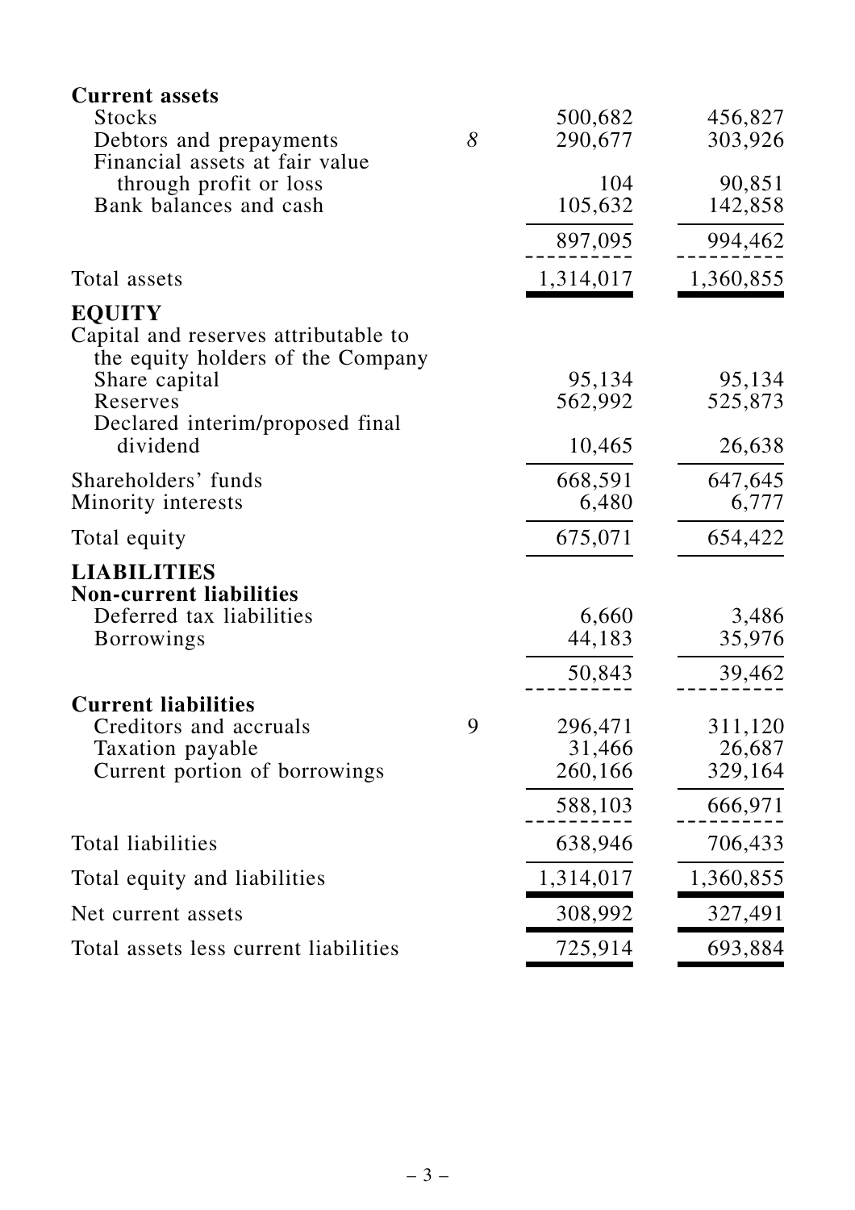| | Note | | |
|---|---|---|---|
| **Current assets** | | | |
| Stocks | | 500,682 | 456,827 |
| Debtors and prepayments | *8* | 290,677 | 303,926 |
| Financial assets at fair value through profit or loss | | 104 | 90,851 |
| Bank balances and cash | | 105,632 | 142,858 |
| | | 897,095 | 994,462 |
| Total assets | | 1,314,017 | 1,360,855 |
| **EQUITY** | | | |
| Capital and reserves attributable to the equity holders of the Company | | | |
| Share capital | | 95,134 | 95,134 |
| Reserves | | 562,992 | 525,873 |
| Declared interim/proposed final dividend | | 10,465 | 26,638 |
| Shareholders' funds | | 668,591 | 647,645 |
| Minority interests | | 6,480 | 6,777 |
| Total equity | | 675,071 | 654,422 |
| **LIABILITIES** | | | |
| **Non-current liabilities** | | | |
| Deferred tax liabilities | | 6,660 | 3,486 |
| Borrowings | | 44,183 | 35,976 |
| | | 50,843 | 39,462 |
| **Current liabilities** | | | |
| Creditors and accruals | 9 | 296,471 | 311,120 |
| Taxation payable | | 31,466 | 26,687 |
| Current portion of borrowings | | 260,166 | 329,164 |
| | | 588,103 | 666,971 |
| Total liabilities | | 638,946 | 706,433 |
| Total equity and liabilities | | 1,314,017 | 1,360,855 |
| Net current assets | | 308,992 | 327,491 |
| Total assets less current liabilities | | 725,914 | 693,884 |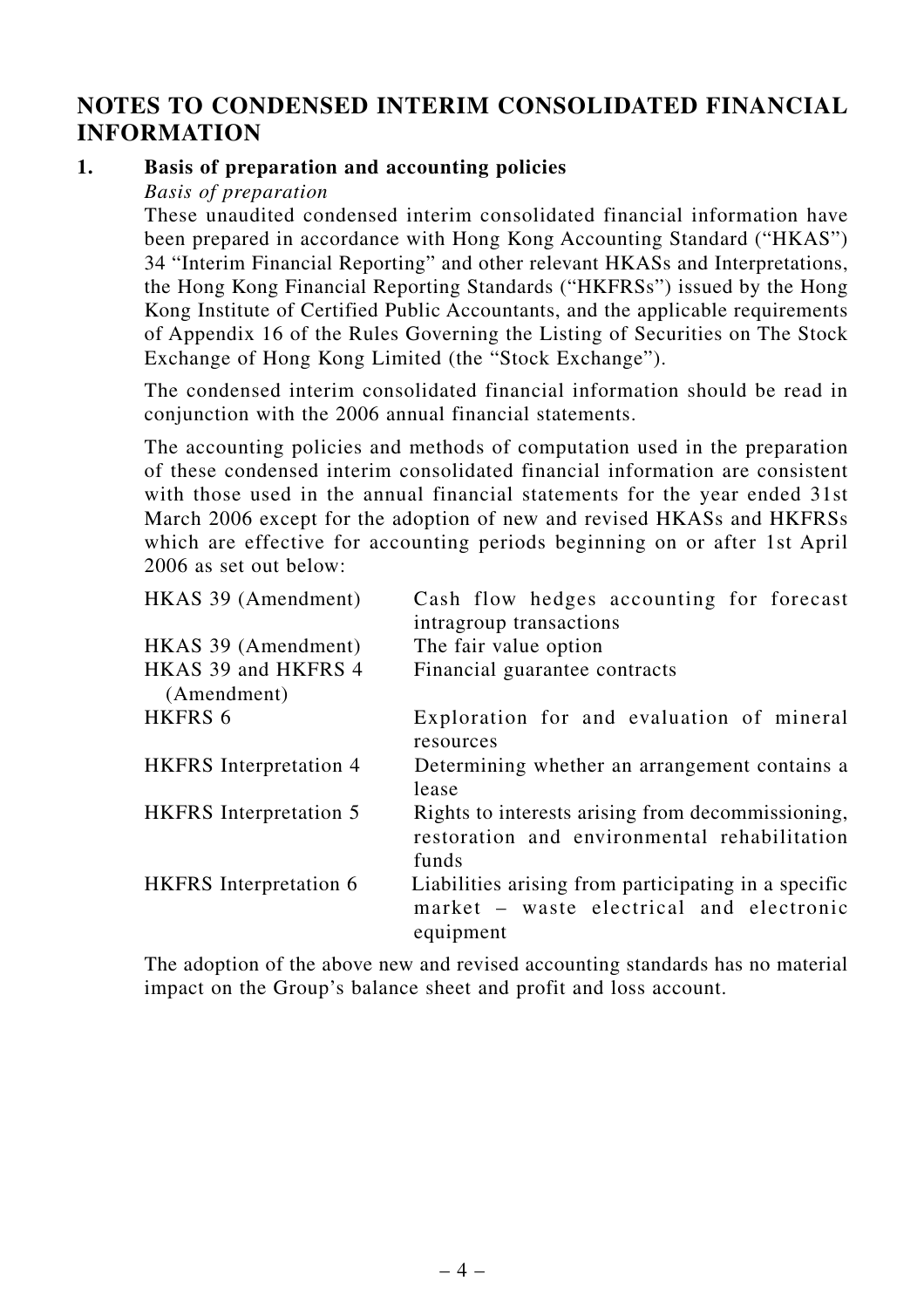# NOTES TO CONDENSED INTERIM CONSOLIDATED FINANCIAL INFORMATION

## 1. Basis of preparation and accounting policies

*Basis of preparation*

These unaudited condensed interim consolidated financial information have been prepared in accordance with Hong Kong Accounting Standard ("HKAS") 34 "Interim Financial Reporting" and other relevant HKASs and Interpretations, the Hong Kong Financial Reporting Standards ("HKFRSs") issued by the Hong Kong Institute of Certified Public Accountants, and the applicable requirements of Appendix 16 of the Rules Governing the Listing of Securities on The Stock Exchange of Hong Kong Limited (the "Stock Exchange").

The condensed interim consolidated financial information should be read in conjunction with the 2006 annual financial statements.

The accounting policies and methods of computation used in the preparation of these condensed interim consolidated financial information are consistent with those used in the annual financial statements for the year ended 31st March 2006 except for the adoption of new and revised HKASs and HKFRSs which are effective for accounting periods beginning on or after 1st April 2006 as set out below:

| | |
|---|---|
| HKAS 39 (Amendment) | Cash flow hedges accounting for forecast intragroup transactions |
| HKAS 39 (Amendment) | The fair value option |
| HKAS 39 and HKFRS 4 (Amendment) | Financial guarantee contracts |
| HKFRS 6 | Exploration for and evaluation of mineral resources |
| HKFRS Interpretation 4 | Determining whether an arrangement contains a lease |
| HKFRS Interpretation 5 | Rights to interests arising from decommissioning, restoration and environmental rehabilitation funds |
| HKFRS Interpretation 6 | Liabilities arising from participating in a specific market – waste electrical and electronic equipment |

The adoption of the above new and revised accounting standards has no material impact on the Group's balance sheet and profit and loss account.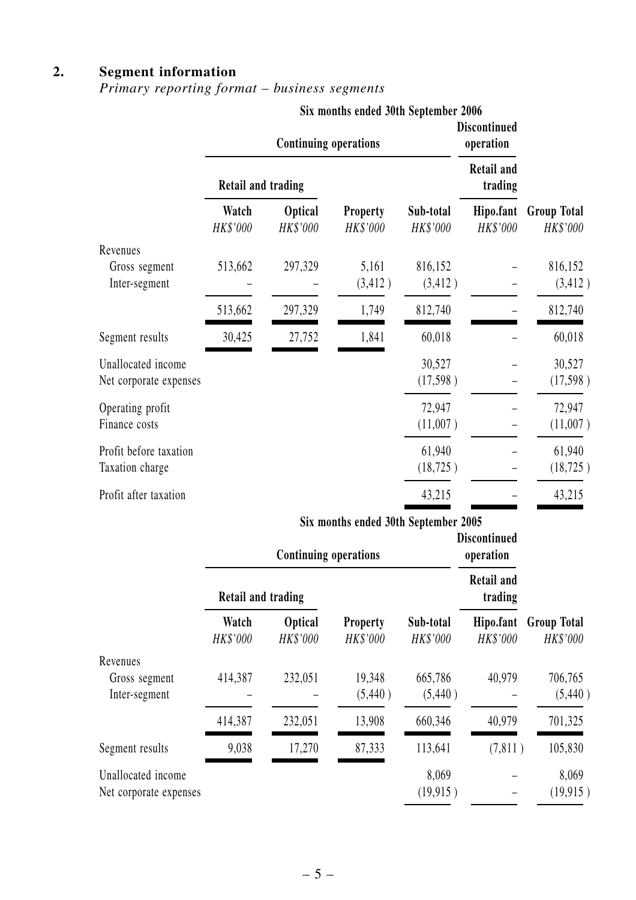## 2. Segment information

*Primary reporting format – business segments*

| | Six months ended 30th September 2006 | | | | | |
|---|---|---|---|---|---|---|
| | Continuing operations | | | | Discontinued operation | |
| | Retail and trading | | | | Retail and trading | |
| | Watch *HK$'000* | Optical *HK$'000* | Property *HK$'000* | Sub-total *HK$'000* | Hipo.fant *HK$'000* | Group Total *HK$'000* |
| Revenues | | | | | | |
| Gross segment | 513,662 | 297,329 | 5,161 | 816,152 | – | 816,152 |
| Inter-segment | – | – | (3,412) | (3,412) | – | (3,412) |
| | 513,662 | 297,329 | 1,749 | 812,740 | – | 812,740 |
| Segment results | 30,425 | 27,752 | 1,841 | 60,018 | – | 60,018 |
| Unallocated income | | | | 30,527 | – | 30,527 |
| Net corporate expenses | | | | (17,598) | – | (17,598) |
| Operating profit | | | | 72,947 | – | 72,947 |
| Finance costs | | | | (11,007) | – | (11,007) |
| Profit before taxation | | | | 61,940 | – | 61,940 |
| Taxation charge | | | | (18,725) | – | (18,725) |
| Profit after taxation | | | | 43,215 | – | 43,215 |

| | Six months ended 30th September 2005 | | | | | |
|---|---|---|---|---|---|---|
| | Continuing operations | | | | Discontinued operation | |
| | Retail and trading | | | | Retail and trading | |
| | Watch *HK$'000* | Optical *HK$'000* | Property *HK$'000* | Sub-total *HK$'000* | Hipo.fant *HK$'000* | Group Total *HK$'000* |
| Revenues | | | | | | |
| Gross segment | 414,387 | 232,051 | 19,348 | 665,786 | 40,979 | 706,765 |
| Inter-segment | – | – | (5,440) | (5,440) | – | (5,440) |
| | 414,387 | 232,051 | 13,908 | 660,346 | 40,979 | 701,325 |
| Segment results | 9,038 | 17,270 | 87,333 | 113,641 | (7,811) | 105,830 |
| Unallocated income | | | | 8,069 | – | 8,069 |
| Net corporate expenses | | | | (19,915) | – | (19,915) |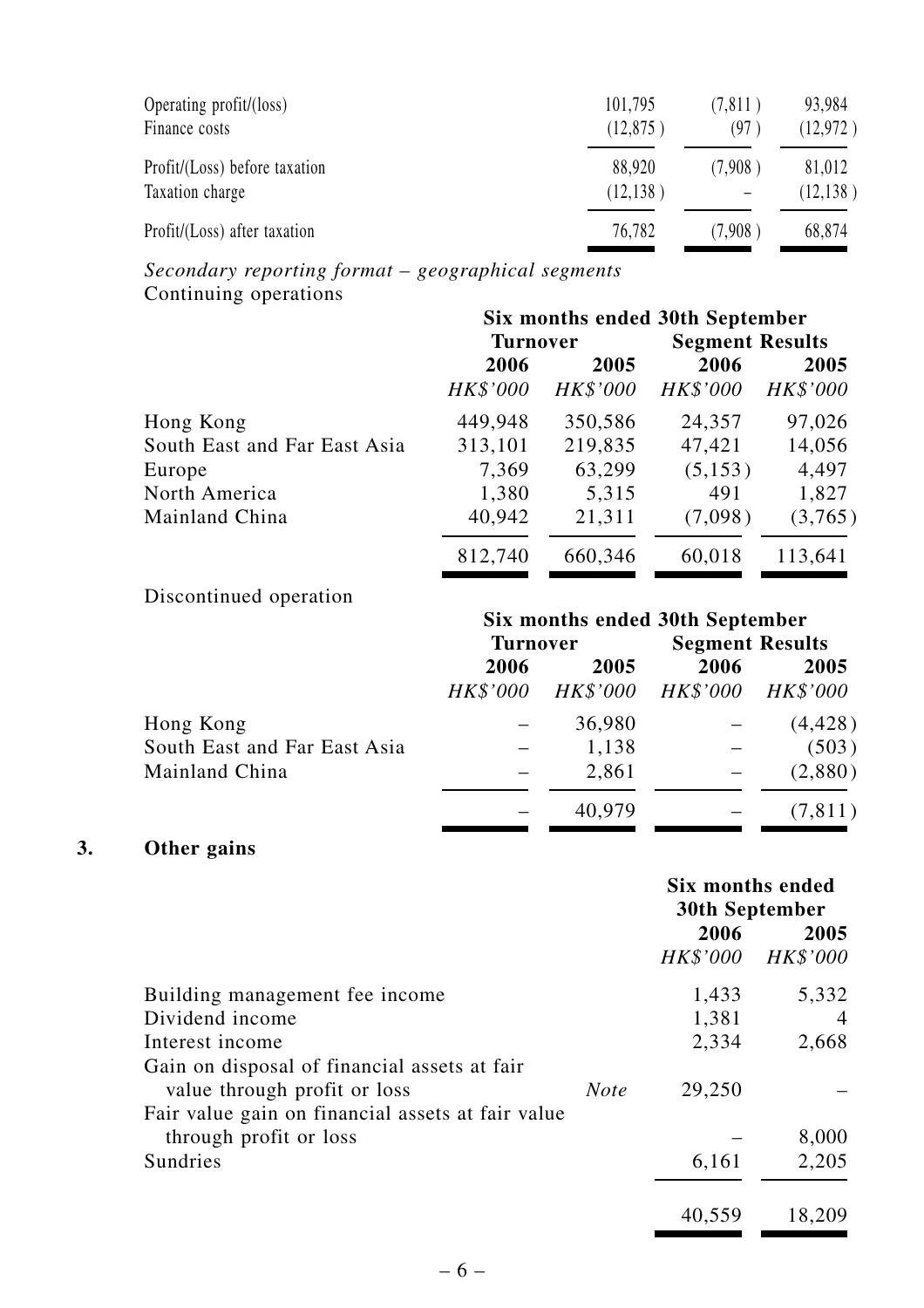| | | | |
|---|---|---|---|
| Operating profit/(loss) | 101,795 | (7,811) | 93,984 |
| Finance costs | (12,875) | (97) | (12,972) |
| Profit/(Loss) before taxation | 88,920 | (7,908) | 81,012 |
| Taxation charge | (12,138) | – | (12,138) |
| Profit/(Loss) after taxation | 76,782 | (7,908) | 68,874 |

*Secondary reporting format – geographical segments*

Continuing operations

| | Six months ended 30th September | | | |
|---|---|---|---|---|
| | Turnover | | Segment Results | |
| | 2006 | 2005 | 2006 | 2005 |
| | *HK$'000* | *HK$'000* | *HK$'000* | *HK$'000* |
| Hong Kong | 449,948 | 350,586 | 24,357 | 97,026 |
| South East and Far East Asia | 313,101 | 219,835 | 47,421 | 14,056 |
| Europe | 7,369 | 63,299 | (5,153) | 4,497 |
| North America | 1,380 | 5,315 | 491 | 1,827 |
| Mainland China | 40,942 | 21,311 | (7,098) | (3,765) |
| | 812,740 | 660,346 | 60,018 | 113,641 |

Discontinued operation

| | Six months ended 30th September | | | |
|---|---|---|---|---|
| | Turnover | | Segment Results | |
| | 2006 | 2005 | 2006 | 2005 |
| | *HK$'000* | *HK$'000* | *HK$'000* | *HK$'000* |
| Hong Kong | – | 36,980 | – | (4,428) |
| South East and Far East Asia | – | 1,138 | – | (503) |
| Mainland China | – | 2,861 | – | (2,880) |
| | – | 40,979 | – | (7,811) |

## 3. Other gains

| | | Six months ended 30th September | |
|---|---|---|---|
| | | 2006 | 2005 |
| | | *HK$'000* | *HK$'000* |
| Building management fee income | | 1,433 | 5,332 |
| Dividend income | | 1,381 | 4 |
| Interest income | | 2,334 | 2,668 |
| Gain on disposal of financial assets at fair value through profit or loss | *Note* | 29,250 | – |
| Fair value gain on financial assets at fair value through profit or loss | | – | 8,000 |
| Sundries | | 6,161 | 2,205 |
| | | 40,559 | 18,209 |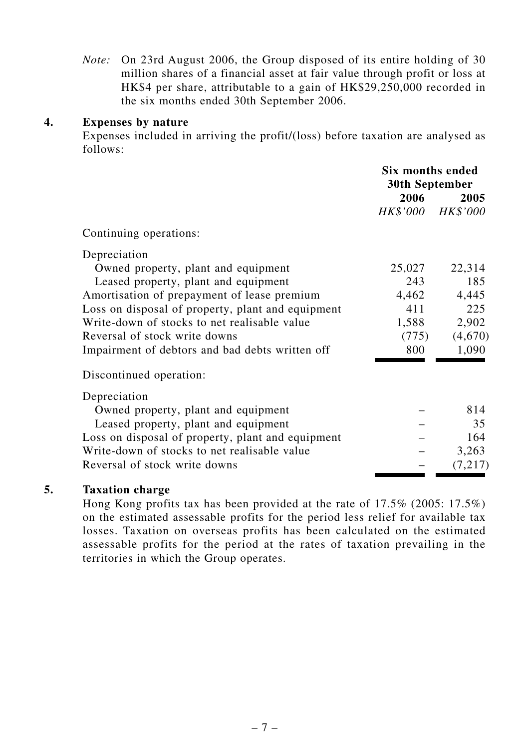*Note:* On 23rd August 2006, the Group disposed of its entire holding of 30 million shares of a financial asset at fair value through profit or loss at HK$4 per share, attributable to a gain of HK$29,250,000 recorded in the six months ended 30th September 2006.

## 4. Expenses by nature

Expenses included in arriving the profit/(loss) before taxation are analysed as follows:

| | Six months ended 30th September | |
|---|---|---|
| | **2006** | **2005** |
| | *HK$'000* | *HK$'000* |
| Continuing operations: | | |
| Depreciation | | |
| Owned property, plant and equipment | 25,027 | 22,314 |
| Leased property, plant and equipment | 243 | 185 |
| Amortisation of prepayment of lease premium | 4,462 | 4,445 |
| Loss on disposal of property, plant and equipment | 411 | 225 |
| Write-down of stocks to net realisable value | 1,588 | 2,902 |
| Reversal of stock write downs | (775) | (4,670) |
| Impairment of debtors and bad debts written off | 800 | 1,090 |
| Discontinued operation: | | |
| Depreciation | | |
| Owned property, plant and equipment | – | 814 |
| Leased property, plant and equipment | – | 35 |
| Loss on disposal of property, plant and equipment | – | 164 |
| Write-down of stocks to net realisable value | – | 3,263 |
| Reversal of stock write downs | – | (7,217) |

## 5. Taxation charge

Hong Kong profits tax has been provided at the rate of 17.5% (2005: 17.5%) on the estimated assessable profits for the period less relief for available tax losses. Taxation on overseas profits has been calculated on the estimated assessable profits for the period at the rates of taxation prevailing in the territories in which the Group operates.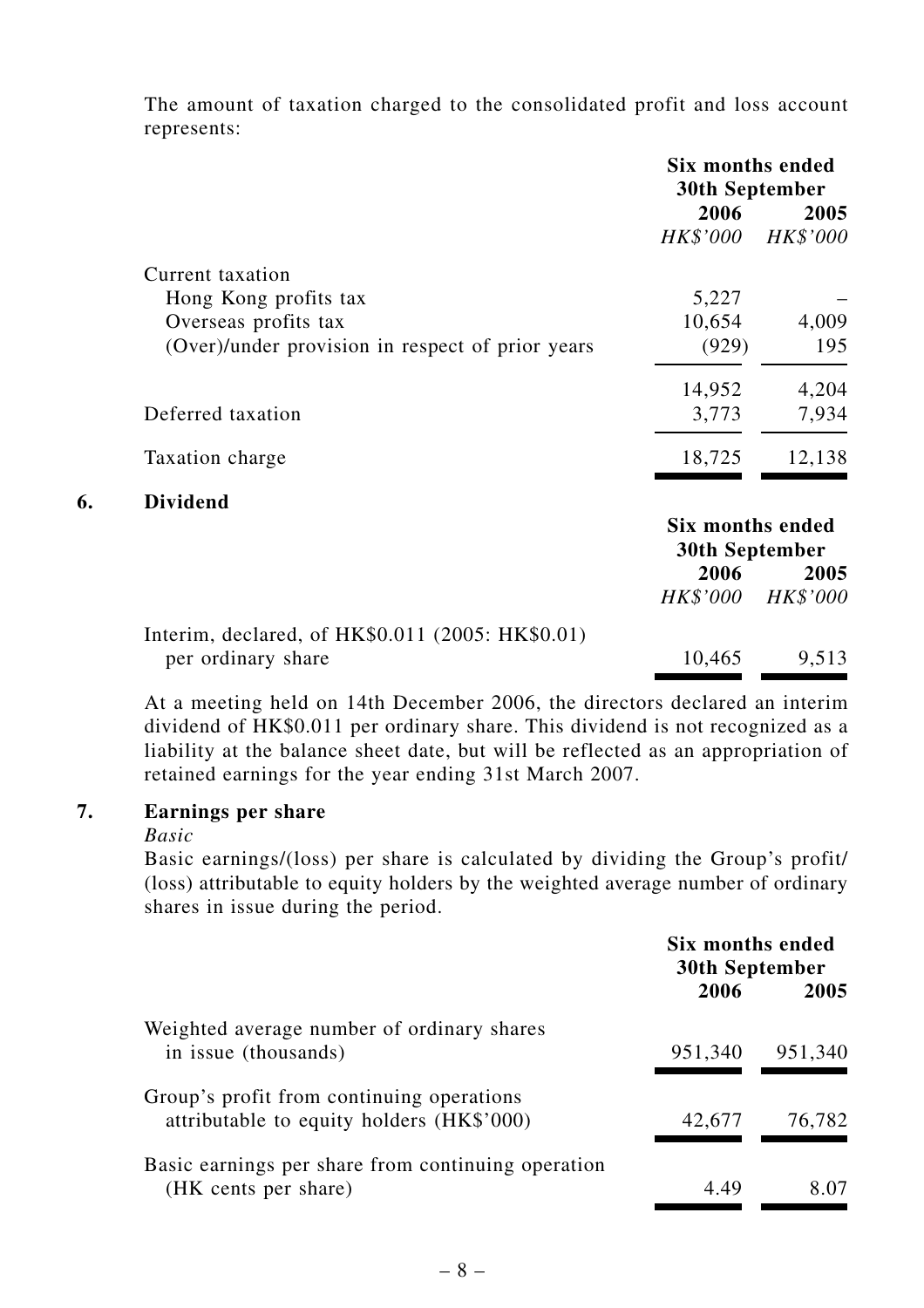The amount of taxation charged to the consolidated profit and loss account represents:

| | Six months ended 30th September | |
|---|---|---|
| | 2006 | 2005 |
| | *HK$'000* | *HK$'000* |
| Current taxation | | |
| Hong Kong profits tax | 5,227 | – |
| Overseas profits tax | 10,654 | 4,009 |
| (Over)/under provision in respect of prior years | (929) | 195 |
| | 14,952 | 4,204 |
| Deferred taxation | 3,773 | 7,934 |
| Taxation charge | 18,725 | 12,138 |

## 6. Dividend

| | Six months ended 30th September | |
|---|---|---|
| | 2006 | 2005 |
| | *HK$'000* | *HK$'000* |
| Interim, declared, of HK$0.011 (2005: HK$0.01) per ordinary share | 10,465 | 9,513 |

At a meeting held on 14th December 2006, the directors declared an interim dividend of HK$0.011 per ordinary share. This dividend is not recognized as a liability at the balance sheet date, but will be reflected as an appropriation of retained earnings for the year ending 31st March 2007.

## 7. Earnings per share

*Basic*

Basic earnings/(loss) per share is calculated by dividing the Group's profit/(loss) attributable to equity holders by the weighted average number of ordinary shares in issue during the period.

| | Six months ended 30th September | |
|---|---|---|
| | 2006 | 2005 |
| Weighted average number of ordinary shares in issue (thousands) | 951,340 | 951,340 |
| Group's profit from continuing operations attributable to equity holders (HK$'000) | 42,677 | 76,782 |
| Basic earnings per share from continuing operation (HK cents per share) | 4.49 | 8.07 |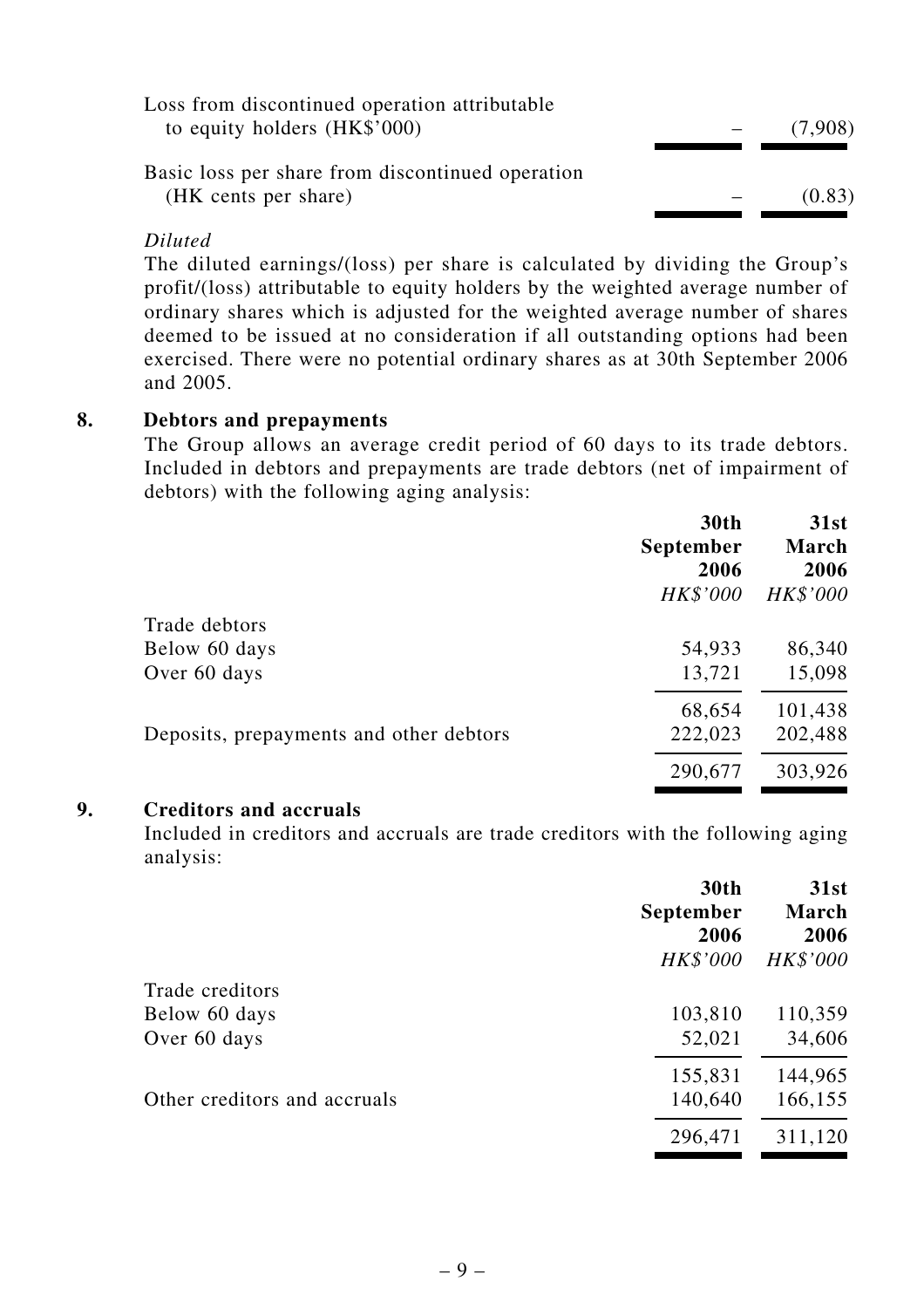| | | |
|---|---|---|
| Loss from discontinued operation attributable to equity holders (HK$'000) | – | (7,908) |
| Basic loss per share from discontinued operation (HK cents per share) | – | (0.83) |

*Diluted*

The diluted earnings/(loss) per share is calculated by dividing the Group's profit/(loss) attributable to equity holders by the weighted average number of ordinary shares which is adjusted for the weighted average number of shares deemed to be issued at no consideration if all outstanding options had been exercised. There were no potential ordinary shares as at 30th September 2006 and 2005.

## 8. Debtors and prepayments

The Group allows an average credit period of 60 days to its trade debtors. Included in debtors and prepayments are trade debtors (net of impairment of debtors) with the following aging analysis:

| | **30th September 2006** | **31st March 2006** |
|---|---|---|
| | *HK$'000* | *HK$'000* |
| Trade debtors | | |
| Below 60 days | 54,933 | 86,340 |
| Over 60 days | 13,721 | 15,098 |
| | 68,654 | 101,438 |
| Deposits, prepayments and other debtors | 222,023 | 202,488 |
| | 290,677 | 303,926 |

## 9. Creditors and accruals

Included in creditors and accruals are trade creditors with the following aging analysis:

| | **30th September 2006** | **31st March 2006** |
|---|---|---|
| | *HK$'000* | *HK$'000* |
| Trade creditors | | |
| Below 60 days | 103,810 | 110,359 |
| Over 60 days | 52,021 | 34,606 |
| | 155,831 | 144,965 |
| Other creditors and accruals | 140,640 | 166,155 |
| | 296,471 | 311,120 |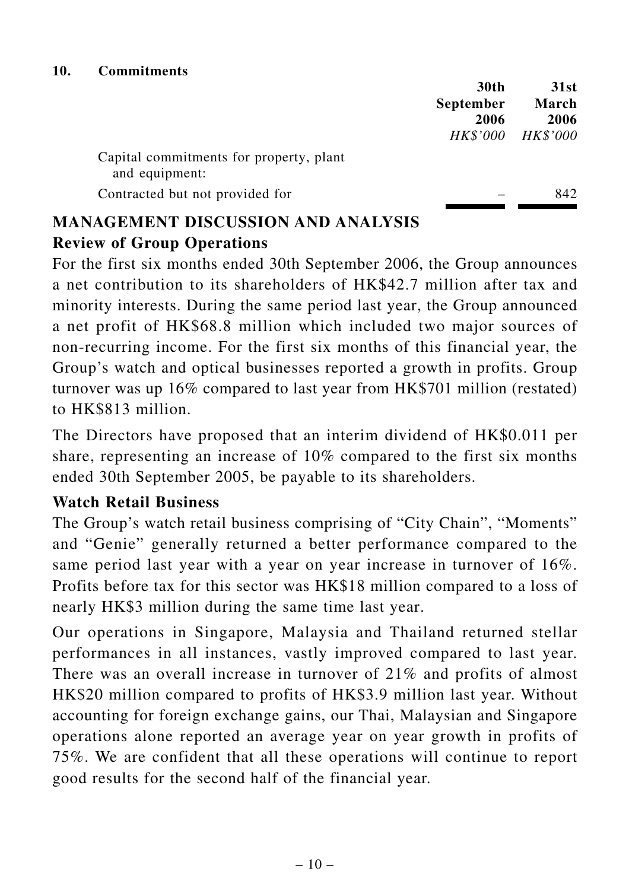**10. Commitments**

| | 30th September 2006 | 31st March 2006 |
|---|---|---|
| | *HK$'000* | *HK$'000* |
| Capital commitments for property, plant and equipment: | | |
| Contracted but not provided for | – | 842 |

# MANAGEMENT DISCUSSION AND ANALYSIS

## Review of Group Operations

For the first six months ended 30th September 2006, the Group announces a net contribution to its shareholders of HK$42.7 million after tax and minority interests. During the same period last year, the Group announced a net profit of HK$68.8 million which included two major sources of non-recurring income. For the first six months of this financial year, the Group's watch and optical businesses reported a growth in profits. Group turnover was up 16% compared to last year from HK$701 million (restated) to HK$813 million.

The Directors have proposed that an interim dividend of HK$0.011 per share, representing an increase of 10% compared to the first six months ended 30th September 2005, be payable to its shareholders.

## Watch Retail Business

The Group's watch retail business comprising of "City Chain", "Moments" and "Genie" generally returned a better performance compared to the same period last year with a year on year increase in turnover of 16%. Profits before tax for this sector was HK$18 million compared to a loss of nearly HK$3 million during the same time last year.

Our operations in Singapore, Malaysia and Thailand returned stellar performances in all instances, vastly improved compared to last year. There was an overall increase in turnover of 21% and profits of almost HK$20 million compared to profits of HK$3.9 million last year. Without accounting for foreign exchange gains, our Thai, Malaysian and Singapore operations alone reported an average year on year growth in profits of 75%. We are confident that all these operations will continue to report good results for the second half of the financial year.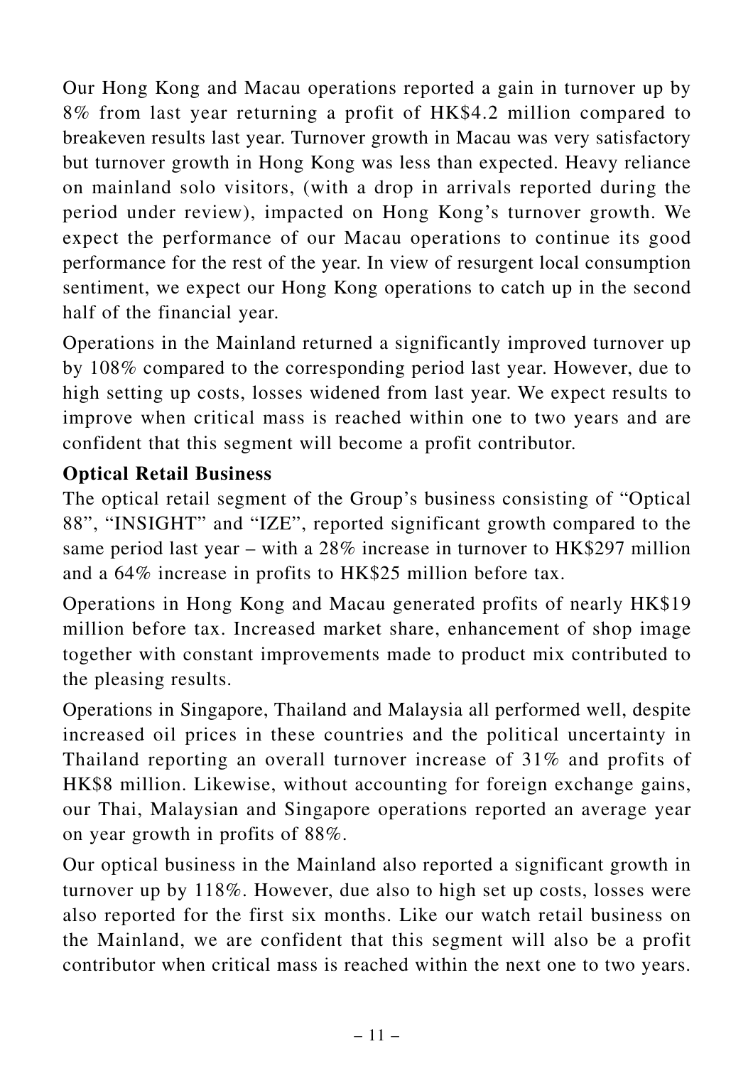Our Hong Kong and Macau operations reported a gain in turnover up by 8% from last year returning a profit of HK$4.2 million compared to breakeven results last year. Turnover growth in Macau was very satisfactory but turnover growth in Hong Kong was less than expected. Heavy reliance on mainland solo visitors, (with a drop in arrivals reported during the period under review), impacted on Hong Kong's turnover growth. We expect the performance of our Macau operations to continue its good performance for the rest of the year. In view of resurgent local consumption sentiment, we expect our Hong Kong operations to catch up in the second half of the financial year.

Operations in the Mainland returned a significantly improved turnover up by 108% compared to the corresponding period last year. However, due to high setting up costs, losses widened from last year. We expect results to improve when critical mass is reached within one to two years and are confident that this segment will become a profit contributor.

**Optical Retail Business**

The optical retail segment of the Group's business consisting of "Optical 88", "INSIGHT" and "IZE", reported significant growth compared to the same period last year – with a 28% increase in turnover to HK$297 million and a 64% increase in profits to HK$25 million before tax.

Operations in Hong Kong and Macau generated profits of nearly HK$19 million before tax. Increased market share, enhancement of shop image together with constant improvements made to product mix contributed to the pleasing results.

Operations in Singapore, Thailand and Malaysia all performed well, despite increased oil prices in these countries and the political uncertainty in Thailand reporting an overall turnover increase of 31% and profits of HK$8 million. Likewise, without accounting for foreign exchange gains, our Thai, Malaysian and Singapore operations reported an average year on year growth in profits of 88%.

Our optical business in the Mainland also reported a significant growth in turnover up by 118%. However, due also to high set up costs, losses were also reported for the first six months. Like our watch retail business on the Mainland, we are confident that this segment will also be a profit contributor when critical mass is reached within the next one to two years.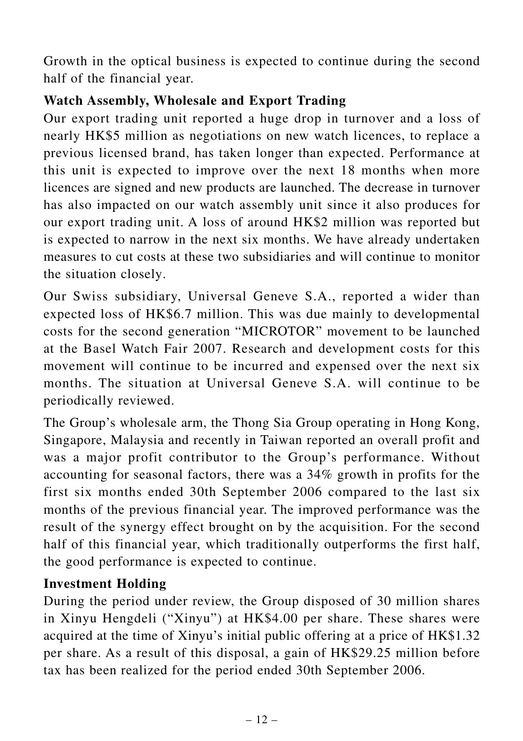Growth in the optical business is expected to continue during the second half of the financial year.

**Watch Assembly, Wholesale and Export Trading**

Our export trading unit reported a huge drop in turnover and a loss of nearly HK$5 million as negotiations on new watch licences, to replace a previous licensed brand, has taken longer than expected. Performance at this unit is expected to improve over the next 18 months when more licences are signed and new products are launched. The decrease in turnover has also impacted on our watch assembly unit since it also produces for our export trading unit. A loss of around HK$2 million was reported but is expected to narrow in the next six months. We have already undertaken measures to cut costs at these two subsidiaries and will continue to monitor the situation closely.

Our Swiss subsidiary, Universal Geneve S.A., reported a wider than expected loss of HK$6.7 million. This was due mainly to developmental costs for the second generation "MICROTOR" movement to be launched at the Basel Watch Fair 2007. Research and development costs for this movement will continue to be incurred and expensed over the next six months. The situation at Universal Geneve S.A. will continue to be periodically reviewed.

The Group's wholesale arm, the Thong Sia Group operating in Hong Kong, Singapore, Malaysia and recently in Taiwan reported an overall profit and was a major profit contributor to the Group's performance. Without accounting for seasonal factors, there was a 34% growth in profits for the first six months ended 30th September 2006 compared to the last six months of the previous financial year. The improved performance was the result of the synergy effect brought on by the acquisition. For the second half of this financial year, which traditionally outperforms the first half, the good performance is expected to continue.

**Investment Holding**

During the period under review, the Group disposed of 30 million shares in Xinyu Hengdeli ("Xinyu") at HK$4.00 per share. These shares were acquired at the time of Xinyu's initial public offering at a price of HK$1.32 per share. As a result of this disposal, a gain of HK$29.25 million before tax has been realized for the period ended 30th September 2006.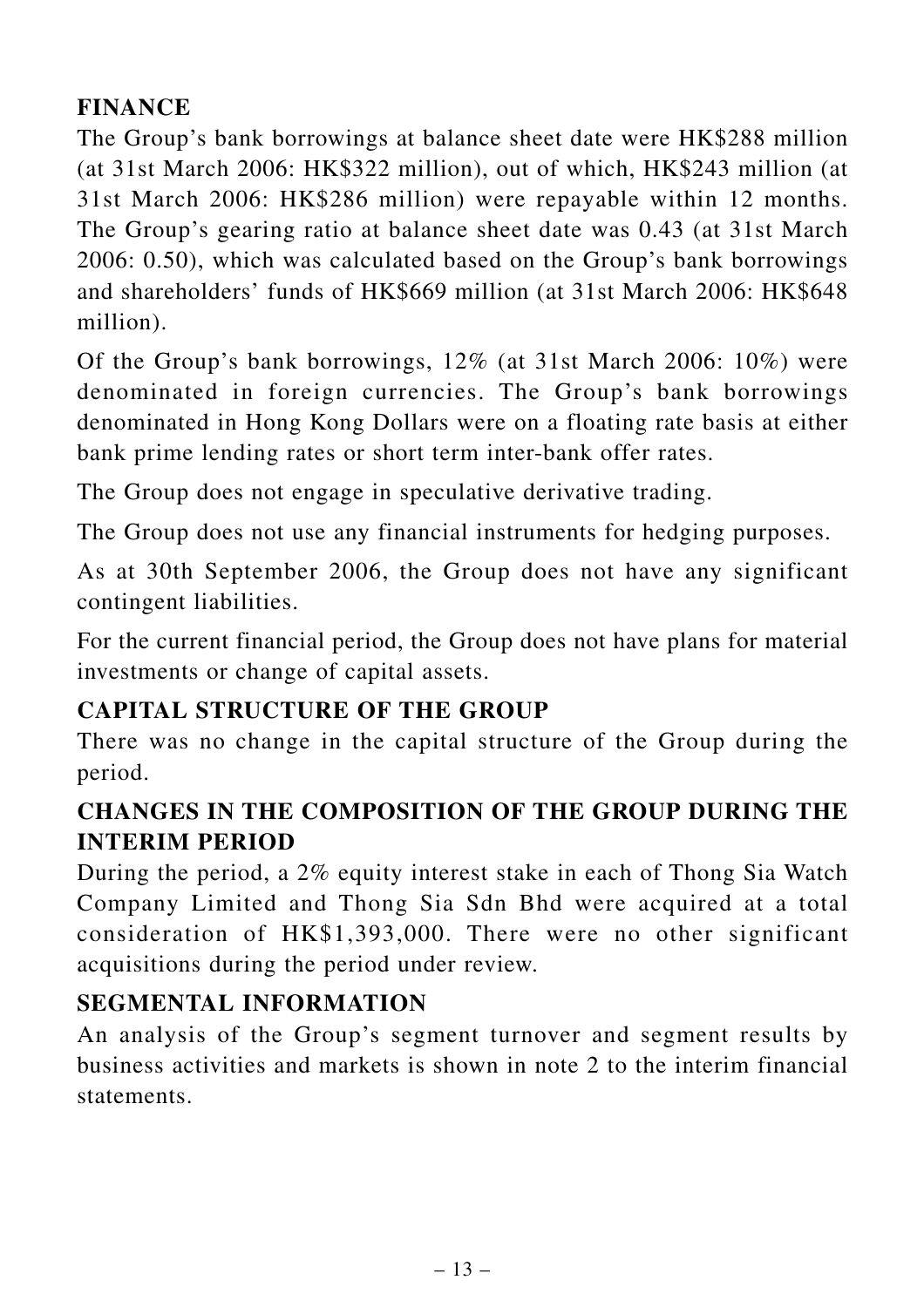## FINANCE

The Group's bank borrowings at balance sheet date were HK$288 million (at 31st March 2006: HK$322 million), out of which, HK$243 million (at 31st March 2006: HK$286 million) were repayable within 12 months. The Group's gearing ratio at balance sheet date was 0.43 (at 31st March 2006: 0.50), which was calculated based on the Group's bank borrowings and shareholders' funds of HK$669 million (at 31st March 2006: HK$648 million).

Of the Group's bank borrowings, 12% (at 31st March 2006: 10%) were denominated in foreign currencies. The Group's bank borrowings denominated in Hong Kong Dollars were on a floating rate basis at either bank prime lending rates or short term inter-bank offer rates.

The Group does not engage in speculative derivative trading.

The Group does not use any financial instruments for hedging purposes.

As at 30th September 2006, the Group does not have any significant contingent liabilities.

For the current financial period, the Group does not have plans for material investments or change of capital assets.

## CAPITAL STRUCTURE OF THE GROUP

There was no change in the capital structure of the Group during the period.

## CHANGES IN THE COMPOSITION OF THE GROUP DURING THE INTERIM PERIOD

During the period, a 2% equity interest stake in each of Thong Sia Watch Company Limited and Thong Sia Sdn Bhd were acquired at a total consideration of HK$1,393,000. There were no other significant acquisitions during the period under review.

## SEGMENTAL INFORMATION

An analysis of the Group's segment turnover and segment results by business activities and markets is shown in note 2 to the interim financial statements.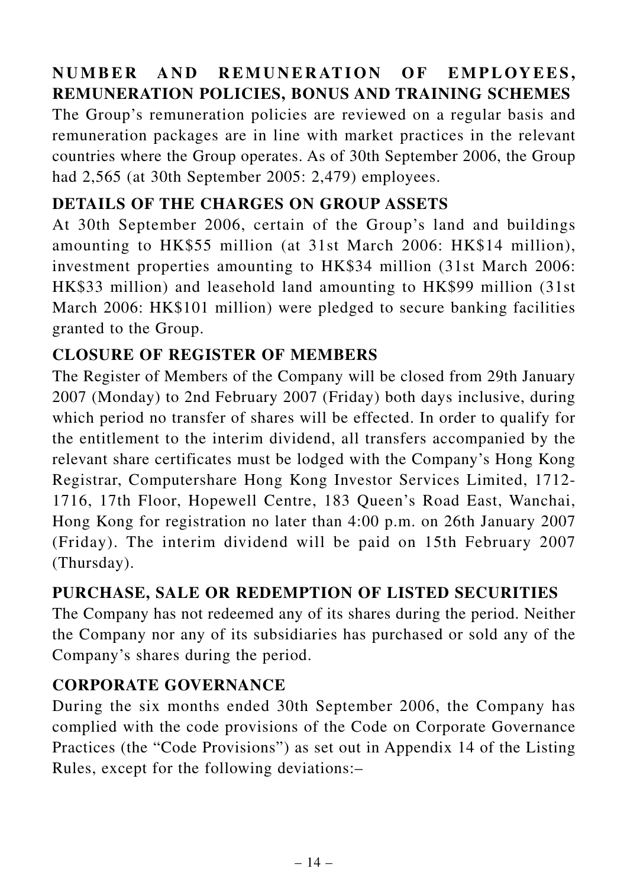## NUMBER AND REMUNERATION OF EMPLOYEES, REMUNERATION POLICIES, BONUS AND TRAINING SCHEMES

The Group's remuneration policies are reviewed on a regular basis and remuneration packages are in line with market practices in the relevant countries where the Group operates. As of 30th September 2006, the Group had 2,565 (at 30th September 2005: 2,479) employees.

## DETAILS OF THE CHARGES ON GROUP ASSETS

At 30th September 2006, certain of the Group's land and buildings amounting to HK$55 million (at 31st March 2006: HK$14 million), investment properties amounting to HK$34 million (31st March 2006: HK$33 million) and leasehold land amounting to HK$99 million (31st March 2006: HK$101 million) were pledged to secure banking facilities granted to the Group.

## CLOSURE OF REGISTER OF MEMBERS

The Register of Members of the Company will be closed from 29th January 2007 (Monday) to 2nd February 2007 (Friday) both days inclusive, during which period no transfer of shares will be effected. In order to qualify for the entitlement to the interim dividend, all transfers accompanied by the relevant share certificates must be lodged with the Company's Hong Kong Registrar, Computershare Hong Kong Investor Services Limited, 1712-1716, 17th Floor, Hopewell Centre, 183 Queen's Road East, Wanchai, Hong Kong for registration no later than 4:00 p.m. on 26th January 2007 (Friday). The interim dividend will be paid on 15th February 2007 (Thursday).

## PURCHASE, SALE OR REDEMPTION OF LISTED SECURITIES

The Company has not redeemed any of its shares during the period. Neither the Company nor any of its subsidiaries has purchased or sold any of the Company's shares during the period.

## CORPORATE GOVERNANCE

During the six months ended 30th September 2006, the Company has complied with the code provisions of the Code on Corporate Governance Practices (the "Code Provisions") as set out in Appendix 14 of the Listing Rules, except for the following deviations:–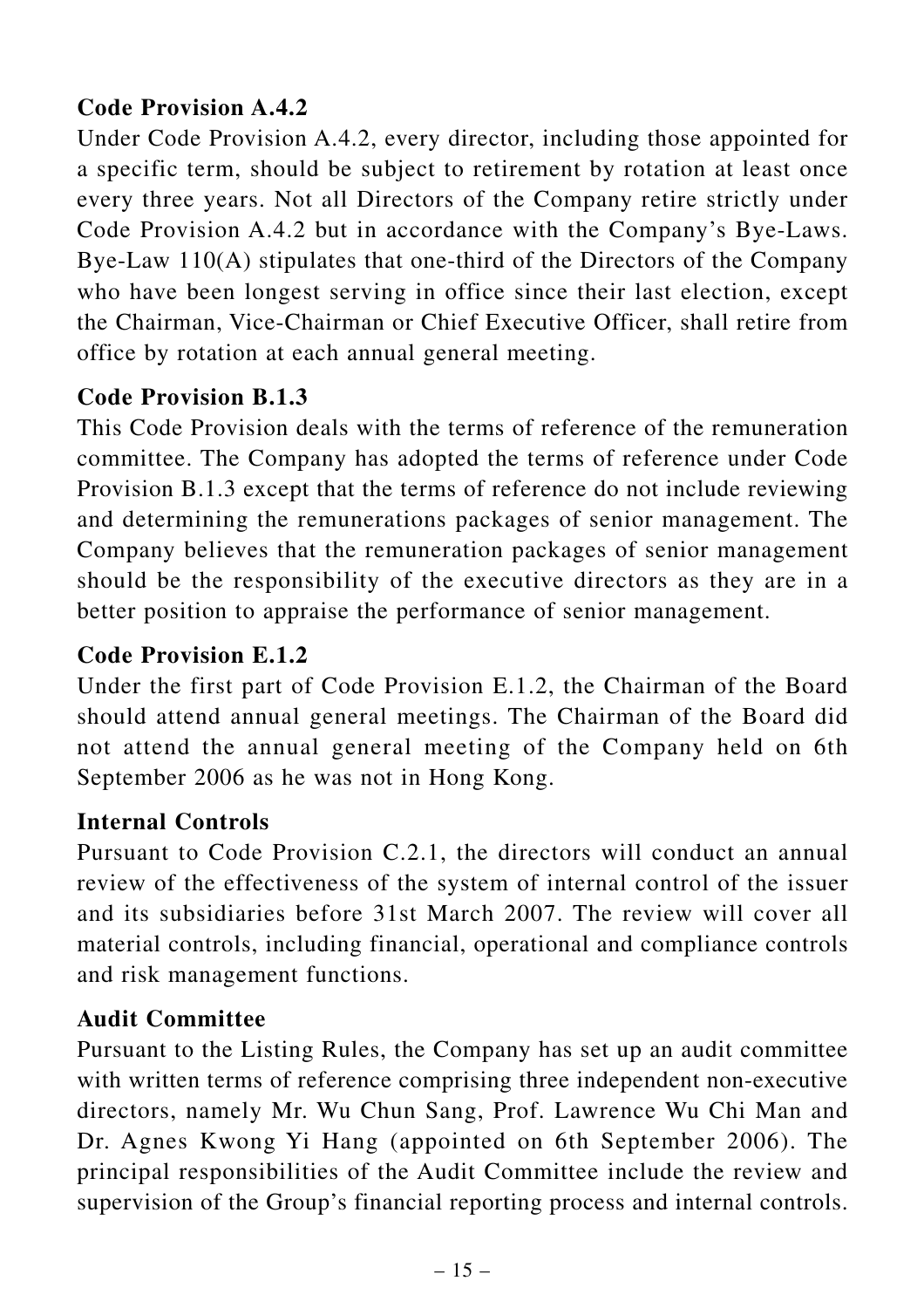**Code Provision A.4.2**

Under Code Provision A.4.2, every director, including those appointed for a specific term, should be subject to retirement by rotation at least once every three years. Not all Directors of the Company retire strictly under Code Provision A.4.2 but in accordance with the Company's Bye-Laws. Bye-Law 110(A) stipulates that one-third of the Directors of the Company who have been longest serving in office since their last election, except the Chairman, Vice-Chairman or Chief Executive Officer, shall retire from office by rotation at each annual general meeting.

**Code Provision B.1.3**

This Code Provision deals with the terms of reference of the remuneration committee. The Company has adopted the terms of reference under Code Provision B.1.3 except that the terms of reference do not include reviewing and determining the remunerations packages of senior management. The Company believes that the remuneration packages of senior management should be the responsibility of the executive directors as they are in a better position to appraise the performance of senior management.

**Code Provision E.1.2**

Under the first part of Code Provision E.1.2, the Chairman of the Board should attend annual general meetings. The Chairman of the Board did not attend the annual general meeting of the Company held on 6th September 2006 as he was not in Hong Kong.

**Internal Controls**

Pursuant to Code Provision C.2.1, the directors will conduct an annual review of the effectiveness of the system of internal control of the issuer and its subsidiaries before 31st March 2007. The review will cover all material controls, including financial, operational and compliance controls and risk management functions.

**Audit Committee**

Pursuant to the Listing Rules, the Company has set up an audit committee with written terms of reference comprising three independent non-executive directors, namely Mr. Wu Chun Sang, Prof. Lawrence Wu Chi Man and Dr. Agnes Kwong Yi Hang (appointed on 6th September 2006). The principal responsibilities of the Audit Committee include the review and supervision of the Group's financial reporting process and internal controls.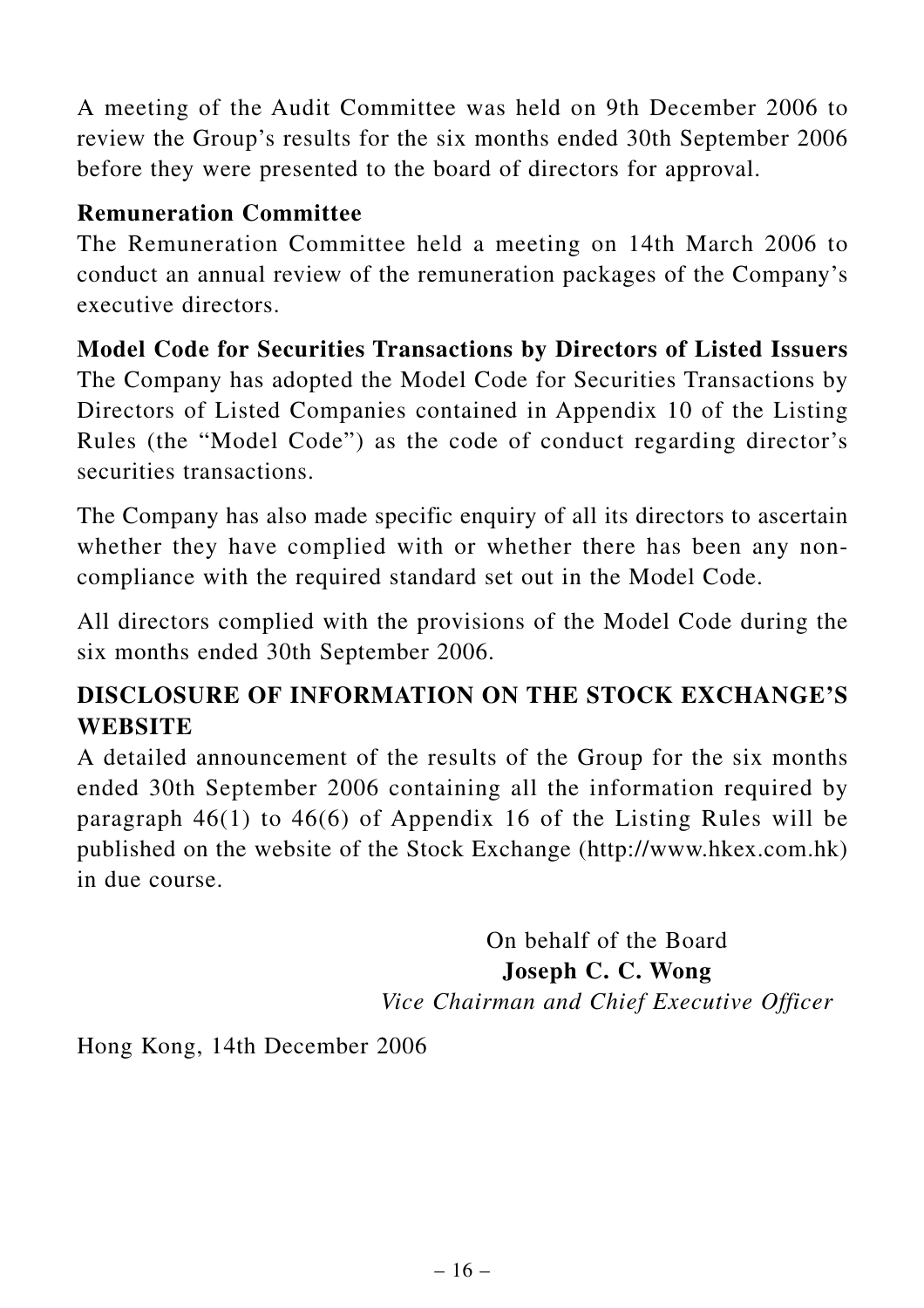A meeting of the Audit Committee was held on 9th December 2006 to review the Group's results for the six months ended 30th September 2006 before they were presented to the board of directors for approval.

**Remuneration Committee**

The Remuneration Committee held a meeting on 14th March 2006 to conduct an annual review of the remuneration packages of the Company's executive directors.

**Model Code for Securities Transactions by Directors of Listed Issuers**

The Company has adopted the Model Code for Securities Transactions by Directors of Listed Companies contained in Appendix 10 of the Listing Rules (the "Model Code") as the code of conduct regarding director's securities transactions.

The Company has also made specific enquiry of all its directors to ascertain whether they have complied with or whether there has been any non-compliance with the required standard set out in the Model Code.

All directors complied with the provisions of the Model Code during the six months ended 30th September 2006.

## DISCLOSURE OF INFORMATION ON THE STOCK EXCHANGE'S WEBSITE

A detailed announcement of the results of the Group for the six months ended 30th September 2006 containing all the information required by paragraph 46(1) to 46(6) of Appendix 16 of the Listing Rules will be published on the website of the Stock Exchange (http://www.hkex.com.hk) in due course.

On behalf of the Board
**Joseph C. C. Wong**
*Vice Chairman and Chief Executive Officer*

Hong Kong, 14th December 2006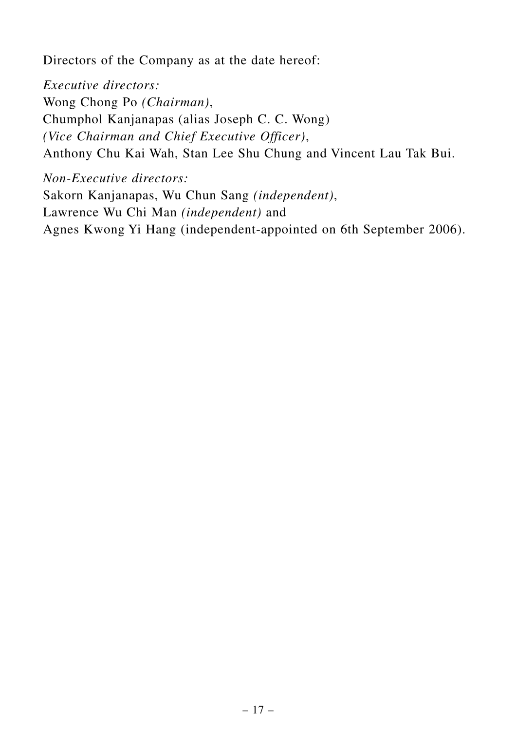Directors of the Company as at the date hereof:

*Executive directors:*
Wong Chong Po *(Chairman)*,
Chumphol Kanjanapas (alias Joseph C. C. Wong)
*(Vice Chairman and Chief Executive Officer)*,
Anthony Chu Kai Wah, Stan Lee Shu Chung and Vincent Lau Tak Bui.

*Non-Executive directors:*
Sakorn Kanjanapas, Wu Chun Sang *(independent)*,
Lawrence Wu Chi Man *(independent)* and
Agnes Kwong Yi Hang (independent-appointed on 6th September 2006).